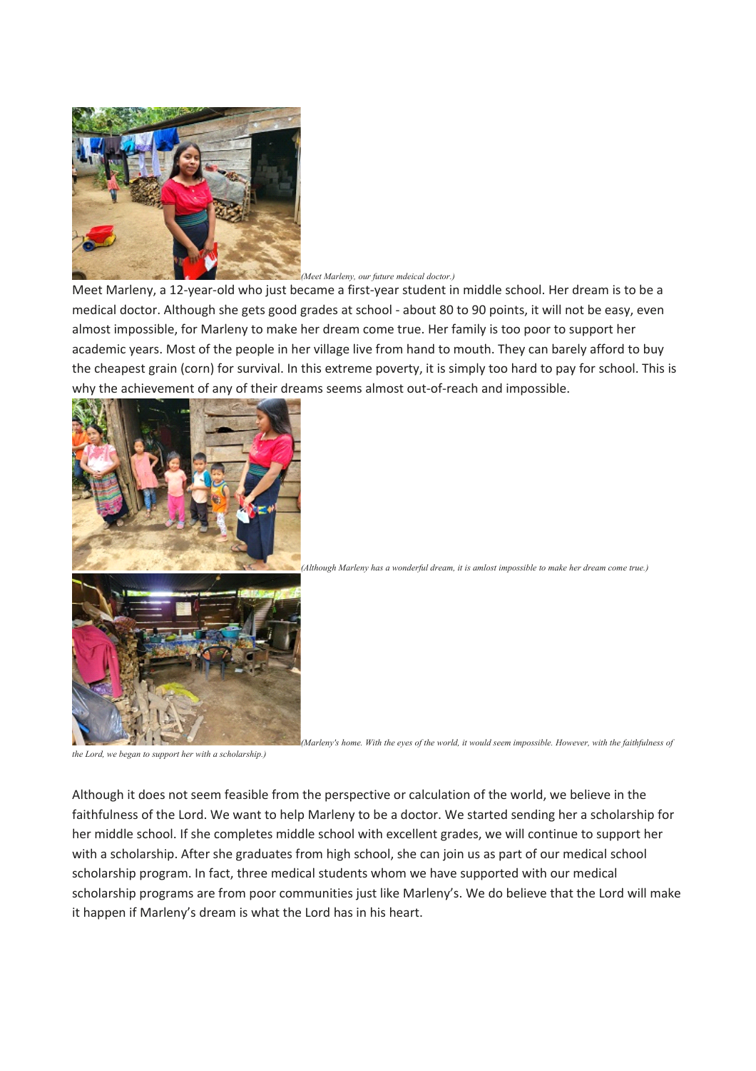*(Meet Marleny, our future mdeical doctor.)*

Meet Marleny, a 12-year-old who just became a first-year student in middle school. Her dream is to be a medical doctor. Although she gets good grades at school - about 80 to 90 points, it will not be easy, even almost impossible, for Marleny to make her dream come true. Her family is too poor to support her academic years. Most of the people in her village live from hand to mouth. They can barely afford to buy the cheapest grain (corn) for survival. In this extreme poverty, it is simply too hard to pay for school. This is why the achievement of any of their dreams seems almost out-of-reach and impossible.

*(Although Marleny has a wonderful dream, it is amlost impossible to make her dream come true.)*

*(Marleny's home. With the eyes of the world, it would seem impossible. However, with the faithfulness of the Lord, we began to support her with a scholarship.)*

Although it does not seem feasible from the perspective or calculation of the world, we believe in the faithfulness of the Lord. We want to help Marleny to be a doctor. We started sending her a scholarship for her middle school. If she completes middle school with excellent grades, we will continue to support her with a scholarship. After she graduates from high school, she can join us as part of our medical school scholarship program. In fact, three medical students whom we have supported with our medical scholarship programs are from poor communities just like Marleny's. We do believe that the Lord will make it happen if Marleny's dream is what the Lord has in his heart.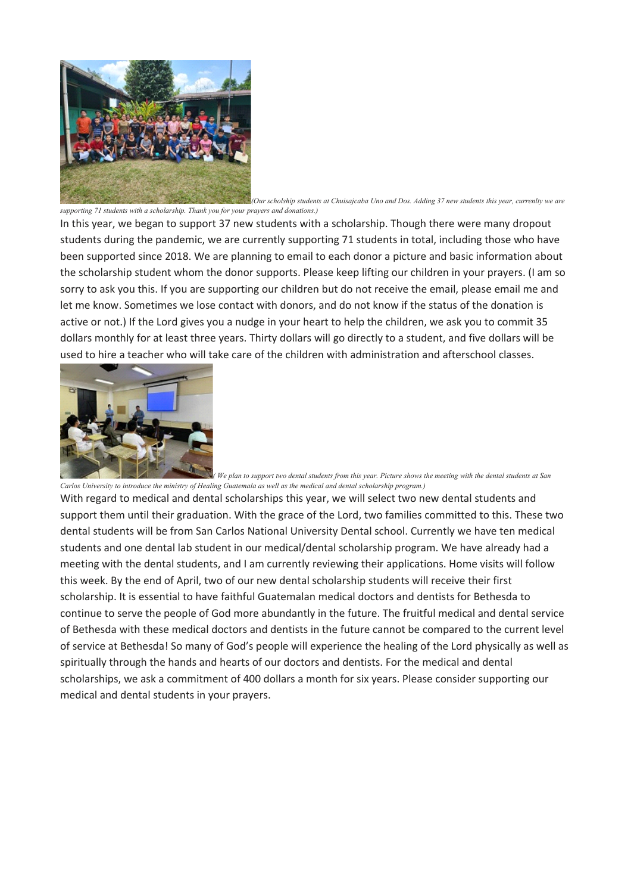*(Our scholship students at Chuisajcaba Uno and Dos. Adding 37 new students this year, currenlty we are supporting 71 students with a scholarship. Thank you for your prayers and donations.)*

In this year, we began to support 37 new students with a scholarship. Though there were many dropout students during the pandemic, we are currently supporting 71 students in total, including those who have been supported since 2018. We are planning to email to each donor a picture and basic information about the scholarship student whom the donor supports. Please keep lifting our children in your prayers. (I am so sorry to ask you this. If you are supporting our children but do not receive the email, please email me and let me know. Sometimes we lose contact with donors, and do not know if the status of the donation is active or not.) If the Lord gives you a nudge in your heart to help the children, we ask you to commit 35 dollars monthly for at least three years. Thirty dollars will go directly to a student, and five dollars will be used to hire a teacher who will take care of the children with administration and afterschool classes.

*( We plan to support two dental students from this year. Picture shows the meeting with the dental students at San Carlos University to introduce the ministry of Healing Guatemala as well as the medical and dental scholarship program.)*

With regard to medical and dental scholarships this year, we will select two new dental students and support them until their graduation. With the grace of the Lord, two families committed to this. These two dental students will be from San Carlos National University Dental school. Currently we have ten medical students and one dental lab student in our medical/dental scholarship program. We have already had a meeting with the dental students, and I am currently reviewing their applications. Home visits will follow this week. By the end of April, two of our new dental scholarship students will receive their first scholarship. It is essential to have faithful Guatemalan medical doctors and dentists for Bethesda to continue to serve the people of God more abundantly in the future. The fruitful medical and dental service of Bethesda with these medical doctors and dentists in the future cannot be compared to the current level of service at Bethesda! So many of God's people will experience the healing of the Lord physically as well as spiritually through the hands and hearts of our doctors and dentists. For the medical and dental scholarships, we ask a commitment of 400 dollars a month for six years. Please consider supporting our medical and dental students in your prayers.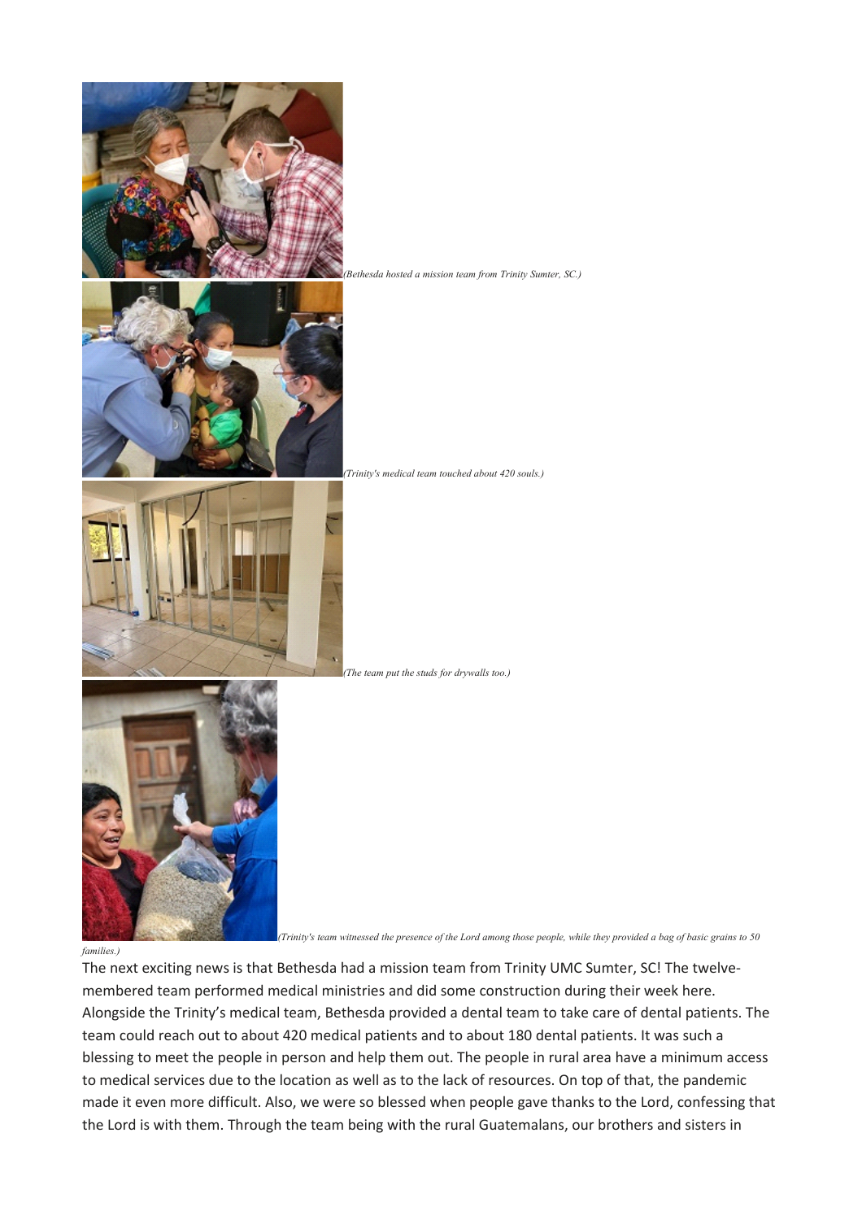*(Bethesda hosted a mission team from Trinity Sumter, SC.)*

*(Trinity's medical team touched about 420 souls.)*

*(The team put the studs for drywalls too.)*

*(Trinity's team witnessed the presence of the Lord among those people, while they provided a bag of basic grains to 50 families.)*

The next exciting news is that Bethesda had a mission team from Trinity UMC Sumter, SC! The twelve-membered team performed medical ministries and did some construction during their week here. Alongside the Trinity's medical team, Bethesda provided a dental team to take care of dental patients. The team could reach out to about 420 medical patients and to about 180 dental patients. It was such a blessing to meet the people in person and help them out. The people in rural area have a minimum access to medical services due to the location as well as to the lack of resources. On top of that, the pandemic made it even more difficult. Also, we were so blessed when people gave thanks to the Lord, confessing that the Lord is with them. Through the team being with the rural Guatemalans, our brothers and sisters in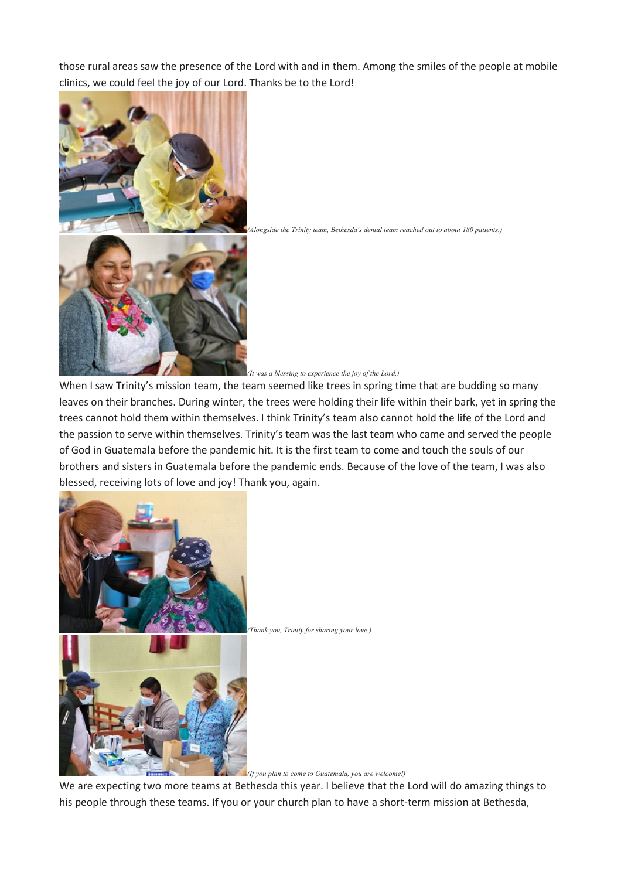those rural areas saw the presence of the Lord with and in them. Among the smiles of the people at mobile clinics, we could feel the joy of our Lord. Thanks be to the Lord!

*(Alongside the Trinity team, Bethesda's dental team reached out to about 180 patients.)*

*(It was a blessing to experience the joy of the Lord.)*

When I saw Trinity's mission team, the team seemed like trees in spring time that are budding so many leaves on their branches. During winter, the trees were holding their life within their bark, yet in spring the trees cannot hold them within themselves. I think Trinity's team also cannot hold the life of the Lord and the passion to serve within themselves. Trinity's team was the last team who came and served the people of God in Guatemala before the pandemic hit. It is the first team to come and touch the souls of our brothers and sisters in Guatemala before the pandemic ends. Because of the love of the team, I was also blessed, receiving lots of love and joy! Thank you, again.

*(Thank you, Trinity for sharing your love.)*

*(If you plan to come to Guatemala, you are welcome!)*

We are expecting two more teams at Bethesda this year. I believe that the Lord will do amazing things to his people through these teams. If you or your church plan to have a short-term mission at Bethesda,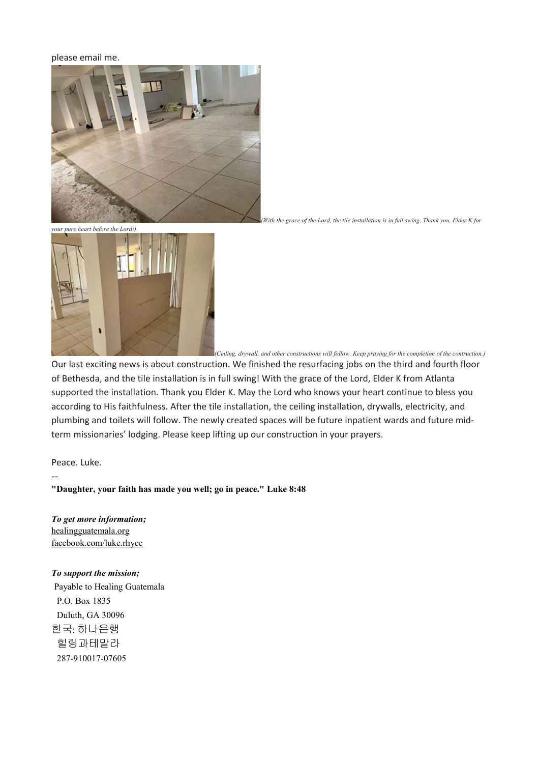please email me.

*(With the grace of the Lord, the tile installation is in full swing. Thank you, Elder K for your pure heart before the Lord!)*

*(Ceiling, drywall, and other constructions will follow. Keep praying for the completion of the contruction.)*

Our last exciting news is about construction. We finished the resurfacing jobs on the third and fourth floor of Bethesda, and the tile installation is in full swing! With the grace of the Lord, Elder K from Atlanta supported the installation. Thank you Elder K. May the Lord who knows your heart continue to bless you according to His faithfulness. After the tile installation, the ceiling installation, drywalls, electricity, and plumbing and toilets will follow. The newly created spaces will be future inpatient wards and future mid-term missionaries' lodging. Please keep lifting up our construction in your prayers.

Peace. Luke.

--

**"Daughter, your faith has made you well; go in peace." Luke 8:48**

***To get more information;***

healingguatemala.org

facebook.com/luke.rhyee

***To support the mission;***

Payable to Healing Guatemala

P.O. Box 1835

Duluth, GA 30096

한국: 하나은행

힐링과테말라

287-910017-07605